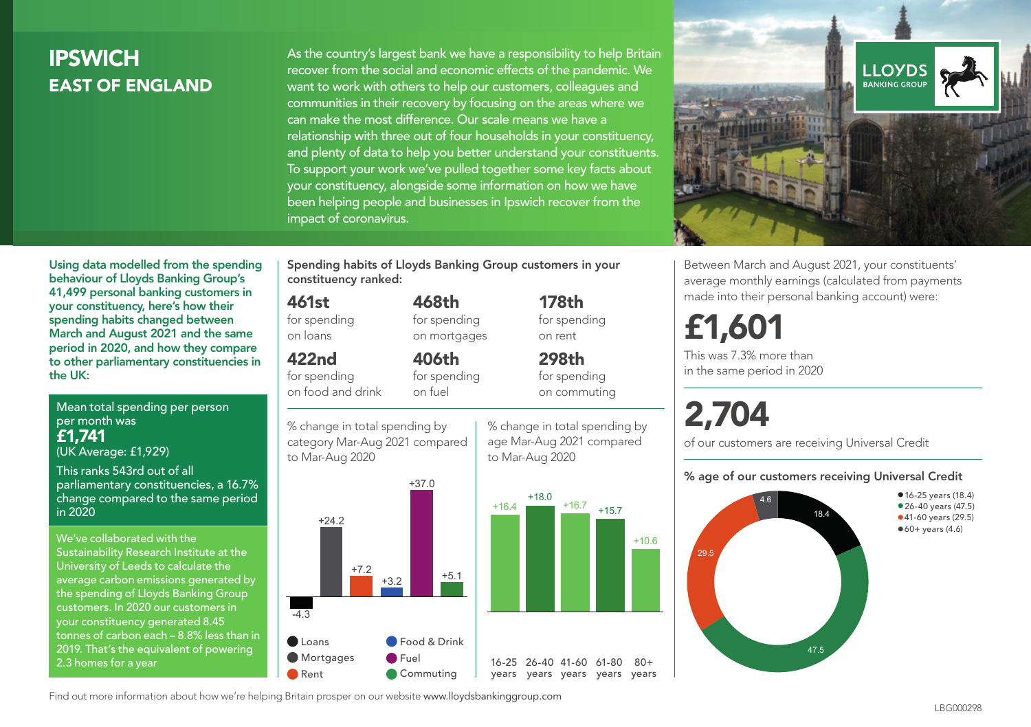# IPSWICH

## EAST OF ENGLAND

As the country's largest bank we have a responsibility to help Britain recover from the social and economic effects of the pandemic. We want to work with others to help our customers, colleagues and communities in their recovery by focusing on the areas where we can make the most difference. Our scale means we have a relationship with three out of four households in your constituency, and plenty of data to help you better understand your constituents. To support your work we've pulled together some key facts about your constituency, alongside some information on how we have been helping people and businesses in Ipswich recover from the impact of coronavirus.

**Using data modelled from the spending behaviour of Lloyds Banking Group's 41,499 personal banking customers in your constituency, here's how their spending habits changed between March and August 2021 and the same period in 2020, and how they compare to other parliamentary constituencies in the UK:**

Mean total spending per person per month was
**£1,741**
(UK Average: £1,929)

This ranks 543rd out of all parliamentary constituencies, a 16.7% change compared to the same period in 2020

We've collaborated with the Sustainability Research Institute at the University of Leeds to calculate the average carbon emissions generated by the spending of Lloyds Banking Group customers. In 2020 our customers in your constituency generated 8.45 tonnes of carbon each – 8.8% less than in 2019. That's the equivalent of powering 2.3 homes for a year

**Spending habits of Lloyds Banking Group customers in your constituency ranked:**

| | | |
|---|---|---|
| **461st** for spending on loans | **468th** for spending on mortgages | **178th** for spending on rent |
| **422nd** for spending on food and drink | **406th** for spending on fuel | **298th** for spending on commuting |

% change in total spending by category Mar-Aug 2021 compared to Mar-Aug 2020

| Category | % change |
|---|---|
| Loans | -4.3 |
| Mortgages | +24.2 |
| Rent | +7.2 |
| Food & Drink | +3.2 |
| Fuel | +37.0 |
| Commuting | +5.1 |

% change in total spending by age Mar-Aug 2021 compared to Mar-Aug 2020

| Age | % change |
|---|---|
| 16-25 years | +16.4 |
| 26-40 years | +18.0 |
| 41-60 years | +16.7 |
| 61-80 years | +15.7 |
| 80+ years | +10.6 |

Between March and August 2021, your constituents' average monthly earnings (calculated from payments made into their personal banking account) were:

**£1,601**

This was 7.3% more than in the same period in 2020

**2,704**

of our customers are receiving Universal Credit

**% age of our customers receiving Universal Credit**

- 16-25 years (18.4)
- 26-40 years (47.5)
- 41-60 years (29.5)
- 60+ years (4.6)

Find out more information about how we're helping Britain prosper on our website www.lloydsbankinggroup.com

LBG000298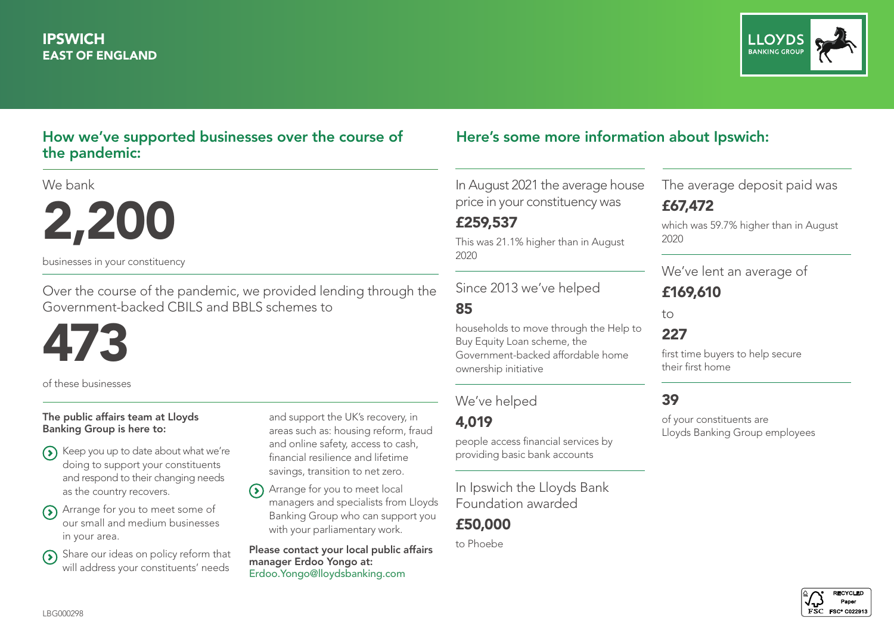**IPSWICH**
**EAST OF ENGLAND**

## How we've supported businesses over the course of the pandemic:

We bank

**2,200**

businesses in your constituency

Over the course of the pandemic, we provided lending through the Government-backed CBILS and BBLS schemes to

**473**

of these businesses

**The public affairs team at Lloyds Banking Group is here to:**

- Keep you up to date about what we're doing to support your constituents and respond to their changing needs as the country recovers.
- Arrange for you to meet some of our small and medium businesses in your area.
- Share our ideas on policy reform that will address your constituents' needs and support the UK's recovery, in areas such as: housing reform, fraud and online safety, access to cash, financial resilience and lifetime savings, transition to net zero.
- Arrange for you to meet local managers and specialists from Lloyds Banking Group who can support you with your parliamentary work.

**Please contact your local public affairs manager Erdoo Yongo at:**
Erdoo.Yongo@lloydsbanking.com

## Here's some more information about Ipswich:

In August 2021 the average house price in your constituency was

**£259,537**

This was 21.1% higher than in August 2020

Since 2013 we've helped

**85**

households to move through the Help to Buy Equity Loan scheme, the Government-backed affordable home ownership initiative

We've helped

**4,019**

people access financial services by providing basic bank accounts

In Ipswich the Lloyds Bank Foundation awarded

**£50,000**

to Phoebe

The average deposit paid was

**£67,472**

which was 59.7% higher than in August 2020

We've lent an average of

**£169,610**

to

**227**

first time buyers to help secure their first home

**39**

of your constituents are Lloyds Banking Group employees

LBG000298